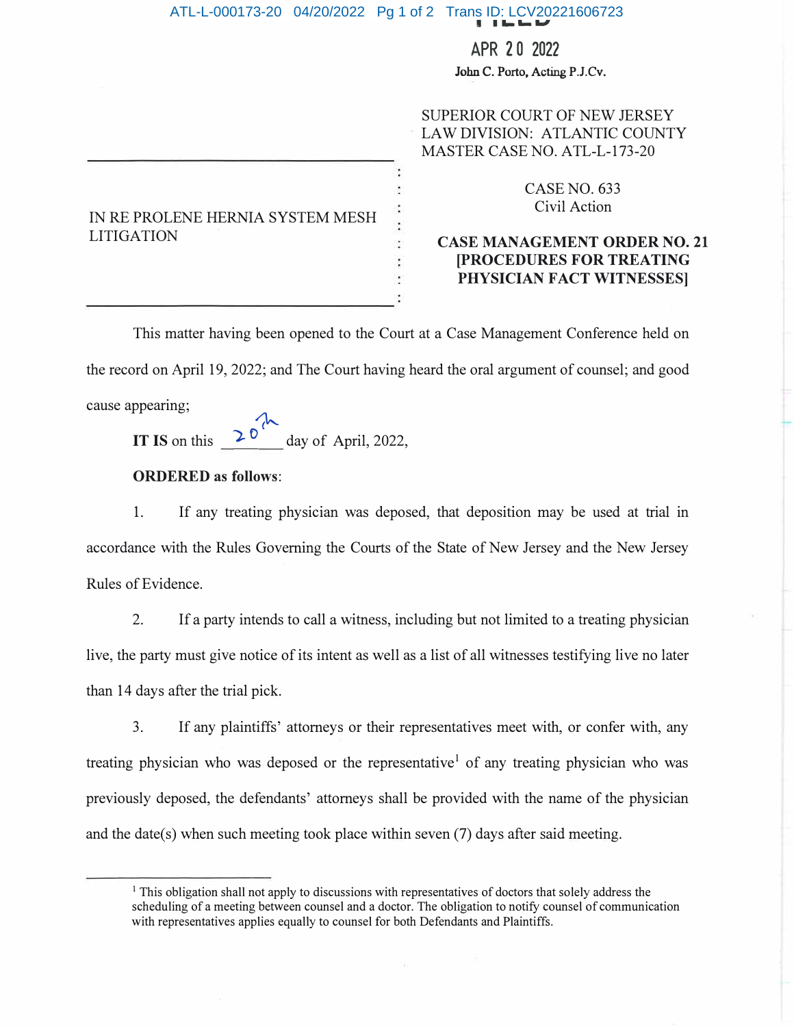FILED

APR 20 2022

John C. Porto, Acting P.J.Cv.

SUPERIOR COURT OF NEW JERSEY
LAW DIVISION: ATLANTIC COUNTY
MASTER CASE NO. ATL-L-173-20

IN RE PROLENE HERNIA SYSTEM MESH LITIGATION

CASE NO. 633
Civil Action

**CASE MANAGEMENT ORDER NO. 21**
**[PROCEDURES FOR TREATING PHYSICIAN FACT WITNESSES]**

This matter having been opened to the Court at a Case Management Conference held on the record on April 19, 2022; and The Court having heard the oral argument of counsel; and good cause appearing;

**IT IS** on this 20th day of April, 2022,

**ORDERED** as follows:

1. If any treating physician was deposed, that deposition may be used at trial in accordance with the Rules Governing the Courts of the State of New Jersey and the New Jersey Rules of Evidence.

2. If a party intends to call a witness, including but not limited to a treating physician live, the party must give notice of its intent as well as a list of all witnesses testifying live no later than 14 days after the trial pick.

3. If any plaintiffs' attorneys or their representatives meet with, or confer with, any treating physician who was deposed or the representative[1] of any treating physician who was previously deposed, the defendants' attorneys shall be provided with the name of the physician and the date(s) when such meeting took place within seven (7) days after said meeting.

[1] This obligation shall not apply to discussions with representatives of doctors that solely address the scheduling of a meeting between counsel and a doctor. The obligation to notify counsel of communication with representatives applies equally to counsel for both Defendants and Plaintiffs.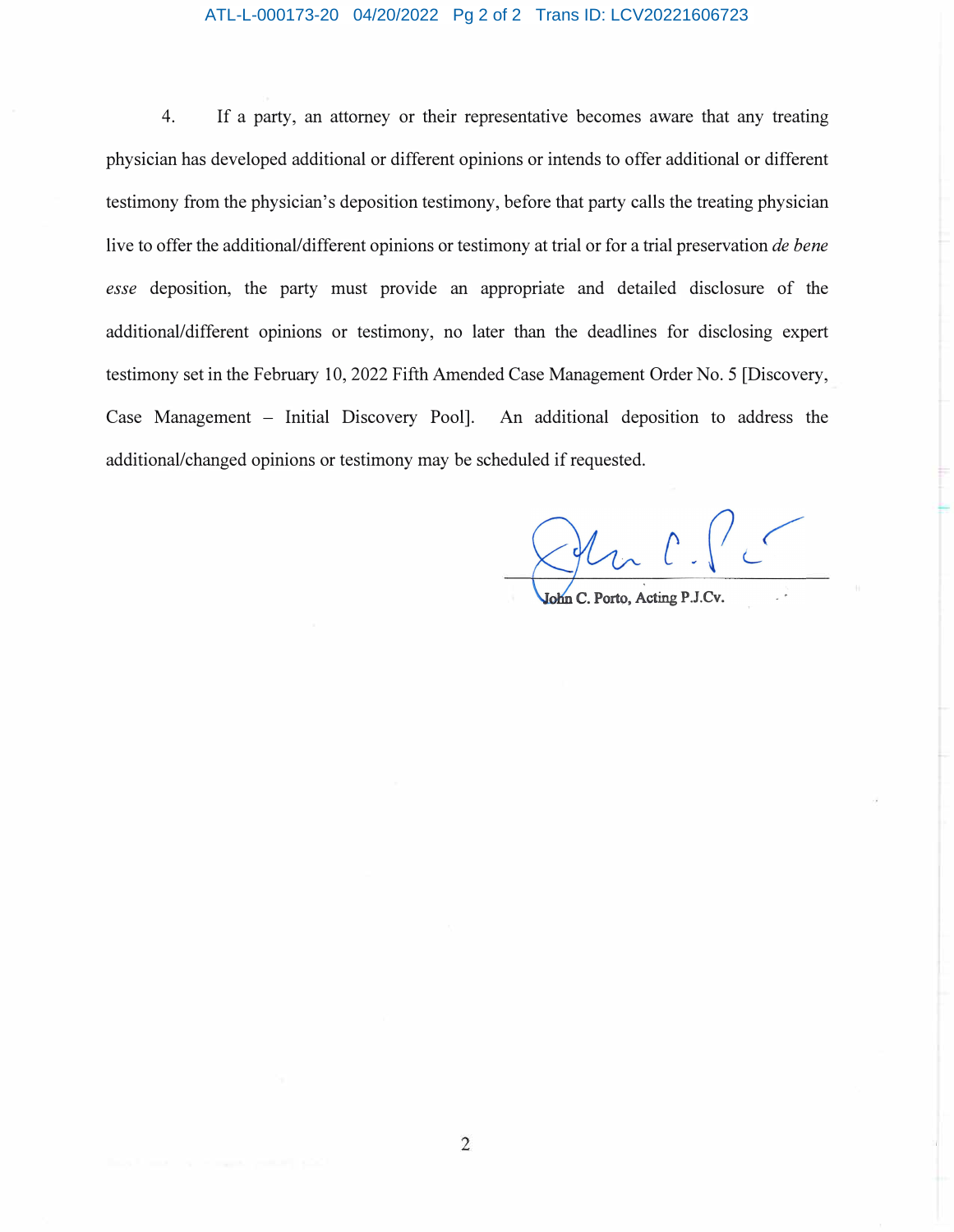4. If a party, an attorney or their representative becomes aware that any treating physician has developed additional or different opinions or intends to offer additional or different testimony from the physician's deposition testimony, before that party calls the treating physician live to offer the additional/different opinions or testimony at trial or for a trial preservation *de bene esse* deposition, the party must provide an appropriate and detailed disclosure of the additional/different opinions or testimony, no later than the deadlines for disclosing expert testimony set in the February 10, 2022 Fifth Amended Case Management Order No. 5 [Discovery, Case Management – Initial Discovery Pool]. An additional deposition to address the additional/changed opinions or testimony may be scheduled if requested.

John C. Porto, Acting P.J.Cv.